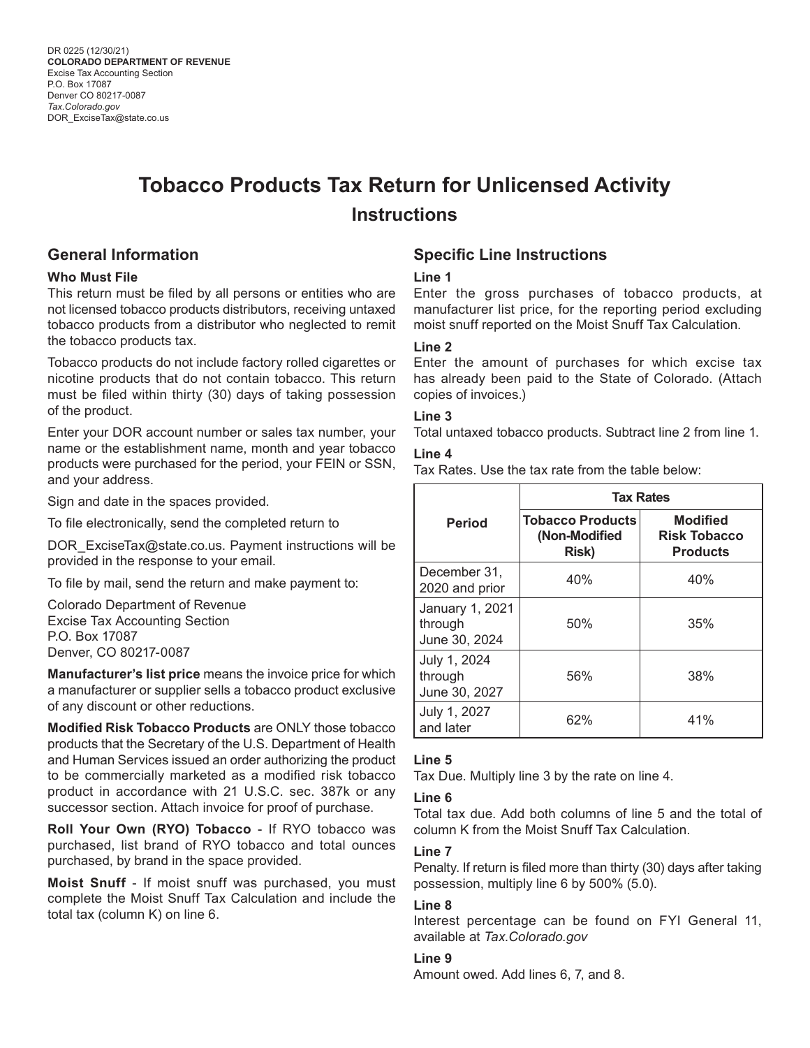DR 0225 (12/30/21)
**COLORADO DEPARTMENT OF REVENUE**
Excise Tax Accounting Section
P.O. Box 17087
Denver CO 80217-0087
*Tax.Colorado.gov*
DOR_ExciseTax@state.co.us

# Tobacco Products Tax Return for Unlicensed Activity

## Instructions

## General Information

### Who Must File

This return must be filed by all persons or entities who are not licensed tobacco products distributors, receiving untaxed tobacco products from a distributor who neglected to remit the tobacco products tax.

Tobacco products do not include factory rolled cigarettes or nicotine products that do not contain tobacco. This return must be filed within thirty (30) days of taking possession of the product.

Enter your DOR account number or sales tax number, your name or the establishment name, month and year tobacco products were purchased for the period, your FEIN or SSN, and your address.

Sign and date in the spaces provided.

To file electronically, send the completed return to

DOR_ExciseTax@state.co.us. Payment instructions will be provided in the response to your email.

To file by mail, send the return and make payment to:

Colorado Department of Revenue
Excise Tax Accounting Section
P.O. Box 17087
Denver, CO 80217-0087

**Manufacturer's list price** means the invoice price for which a manufacturer or supplier sells a tobacco product exclusive of any discount or other reductions.

**Modified Risk Tobacco Products** are ONLY those tobacco products that the Secretary of the U.S. Department of Health and Human Services issued an order authorizing the product to be commercially marketed as a modified risk tobacco product in accordance with 21 U.S.C. sec. 387k or any successor section. Attach invoice for proof of purchase.

**Roll Your Own (RYO) Tobacco** - If RYO tobacco was purchased, list brand of RYO tobacco and total ounces purchased, by brand in the space provided.

**Moist Snuff** - If moist snuff was purchased, you must complete the Moist Snuff Tax Calculation and include the total tax (column K) on line 6.

## Specific Line Instructions

### Line 1

Enter the gross purchases of tobacco products, at manufacturer list price, for the reporting period excluding moist snuff reported on the Moist Snuff Tax Calculation.

### Line 2

Enter the amount of purchases for which excise tax has already been paid to the State of Colorado. (Attach copies of invoices.)

### Line 3

Total untaxed tobacco products. Subtract line 2 from line 1.

### Line 4

Tax Rates. Use the tax rate from the table below:

| Period | Tax Rates | |
|---|---|---|
| | **Tobacco Products (Non-Modified Risk)** | **Modified Risk Tobacco Products** |
| December 31, 2020 and prior | 40% | 40% |
| January 1, 2021 through June 30, 2024 | 50% | 35% |
| July 1, 2024 through June 30, 2027 | 56% | 38% |
| July 1, 2027 and later | 62% | 41% |

### Line 5

Tax Due. Multiply line 3 by the rate on line 4.

### Line 6

Total tax due. Add both columns of line 5 and the total of column K from the Moist Snuff Tax Calculation.

### Line 7

Penalty. If return is filed more than thirty (30) days after taking possession, multiply line 6 by 500% (5.0).

### Line 8

Interest percentage can be found on FYI General 11, available at *Tax.Colorado.gov*

### Line 9

Amount owed. Add lines 6, 7, and 8.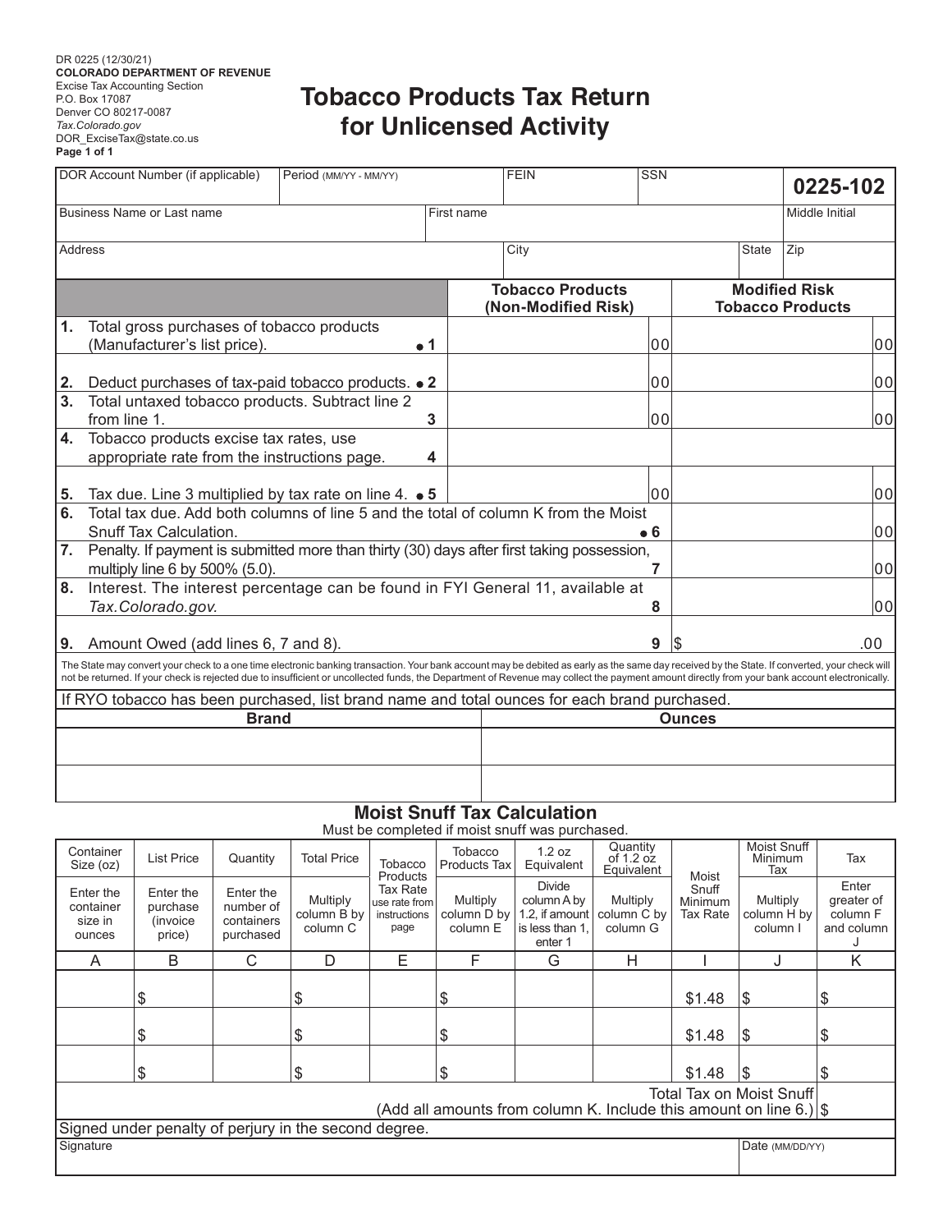DR 0225 (12/30/21)
**COLORADO DEPARTMENT OF REVENUE**
Excise Tax Accounting Section
P.O. Box 17087
Denver CO 80217-0087
*Tax.Colorado.gov*
DOR_ExciseTax@state.co.us

# Tobacco Products Tax Return for Unlicensed Activity

**0225-102**

| DOR Account Number (if applicable) | Period (MM/YY - MM/YY) | FEIN | SSN |
|---|---|---|---|
| | | | |

| Business Name or Last name | First name | Middle Initial |
|---|---|---|
| | | |

| Address | City | State | Zip |
|---|---|---|---|
| | | | |

| | Tobacco Products (Non-Modified Risk) | Modified Risk Tobacco Products |
|---|---|---|
| **1.** Total gross purchases of tobacco products (Manufacturer's list price). • 1 | 00 | 00 |
| **2.** Deduct purchases of tax-paid tobacco products. • 2 | 00 | 00 |
| **3.** Total untaxed tobacco products. Subtract line 2 from line 1. 3 | 00 | 00 |
| **4.** Tobacco products excise tax rates, use appropriate rate from the instructions page. 4 | | |
| **5.** Tax due. Line 3 multiplied by tax rate on line 4. • 5 | 00 | 00 |
| **6.** Total tax due. Add both columns of line 5 and the total of column K from the Moist Snuff Tax Calculation. • 6 | | 00 |
| **7.** Penalty. If payment is submitted more than thirty (30) days after first taking possession, multiply line 6 by 500% (5.0). 7 | | 00 |
| **8.** Interest. The interest percentage can be found in FYI General 11, available at *Tax.Colorado.gov.* 8 | | 00 |
| **9.** Amount Owed (add lines 6, 7 and 8). 9 | | $ .00 |

The State may convert your check to a one time electronic banking transaction. Your bank account may be debited as early as the same day received by the State. If converted, your check will not be returned. If your check is rejected due to insufficient or uncollected funds, the Department of Revenue may collect the payment amount directly from your bank account electronically.

If RYO tobacco has been purchased, list brand name and total ounces for each brand purchased.

| Brand | Ounces |
|---|---|
| | |
| | |

## Moist Snuff Tax Calculation

Must be completed if moist snuff was purchased.

| Container Size (oz) | List Price | Quantity | Total Price | Tobacco Products Tax Rate | Tobacco Products Tax | 1.2 oz Equivalent | Quantity of 1.2 oz Equivalent | Moist Snuff Minimum Tax Rate | Moist Snuff Minimum Tax | Tax |
|---|---|---|---|---|---|---|---|---|---|---|
| Enter the container size in ounces | Enter the purchase (invoice price) | Enter the number of containers purchased | Multiply column B by column C | use rate from instructions page | Multiply column D by column E | Divide column A by 1.2, if amount is less than 1, enter 1 | Multiply column C by column G | | Multiply column H by column I | Enter greater of column F and column J |
| A | B | C | D | E | F | G | H | I | J | K |
| | $ | | $ | | $ | | | $1.48 | $ | $ |
| | $ | | $ | | $ | | | $1.48 | $ | $ |
| | $ | | $ | | $ | | | $1.48 | $ | $ |
| Total Tax on Moist Snuff (Add all amounts from column K. Include this amount on line 6.) | | | | | | | | | | $ |

Signed under penalty of perjury in the second degree.

| Signature | Date (MM/DD/YY) |
|---|---|
| | |